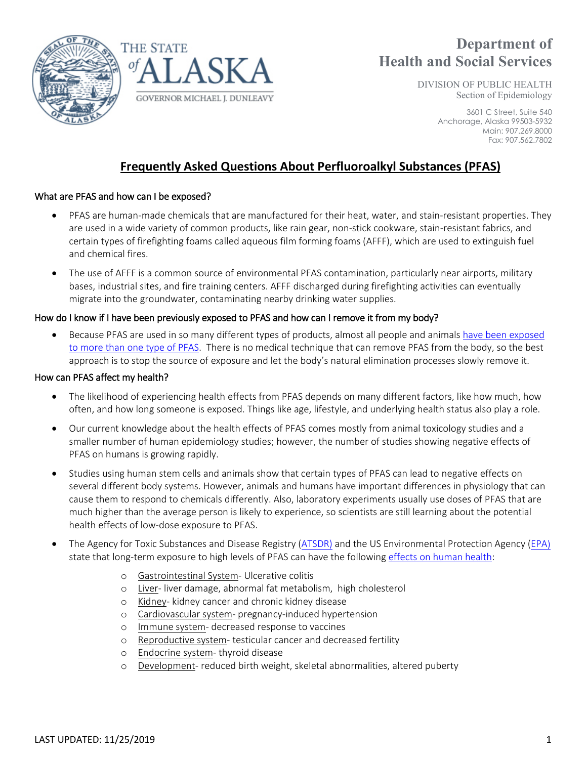THE STATE *of* ALASKA

GOVERNOR MICHAEL J. DUNLEAVY

**Department of Health and Social Services**

DIVISION OF PUBLIC HEALTH
Section of Epidemiology

3601 C Street, Suite 540
Anchorage, Alaska 99503-5932
Main: 907.269.8000
Fax: 907.562.7802

# Frequently Asked Questions About Perfluoroalkyl Substances (PFAS)

## What are PFAS and how can I be exposed?

- PFAS are human-made chemicals that are manufactured for their heat, water, and stain-resistant properties. They are used in a wide variety of common products, like rain gear, non-stick cookware, stain-resistant fabrics, and certain types of firefighting foams called aqueous film forming foams (AFFF), which are used to extinguish fuel and chemical fires.
- The use of AFFF is a common source of environmental PFAS contamination, particularly near airports, military bases, industrial sites, and fire training centers. AFFF discharged during firefighting activities can eventually migrate into the groundwater, contaminating nearby drinking water supplies.

## How do I know if I have been previously exposed to PFAS and how can I remove it from my body?

- Because PFAS are used in so many different types of products, almost all people and animals have been exposed to more than one type of PFAS. There is no medical technique that can remove PFAS from the body, so the best approach is to stop the source of exposure and let the body's natural elimination processes slowly remove it.

## How can PFAS affect my health?

- The likelihood of experiencing health effects from PFAS depends on many different factors, like how much, how often, and how long someone is exposed. Things like age, lifestyle, and underlying health status also play a role.
- Our current knowledge about the health effects of PFAS comes mostly from animal toxicology studies and a smaller number of human epidemiology studies; however, the number of studies showing negative effects of PFAS on humans is growing rapidly.
- Studies using human stem cells and animals show that certain types of PFAS can lead to negative effects on several different body systems. However, animals and humans have important differences in physiology that can cause them to respond to chemicals differently. Also, laboratory experiments usually use doses of PFAS that are much higher than the average person is likely to experience, so scientists are still learning about the potential health effects of low-dose exposure to PFAS.
- The Agency for Toxic Substances and Disease Registry (ATSDR) and the US Environmental Protection Agency (EPA) state that long-term exposure to high levels of PFAS can have the following effects on human health:
  - Gastrointestinal System- Ulcerative colitis
  - Liver- liver damage, abnormal fat metabolism, high cholesterol
  - Kidney- kidney cancer and chronic kidney disease
  - Cardiovascular system- pregnancy-induced hypertension
  - Immune system- decreased response to vaccines
  - Reproductive system- testicular cancer and decreased fertility
  - Endocrine system- thyroid disease
  - Development- reduced birth weight, skeletal abnormalities, altered puberty

LAST UPDATED: 11/25/2019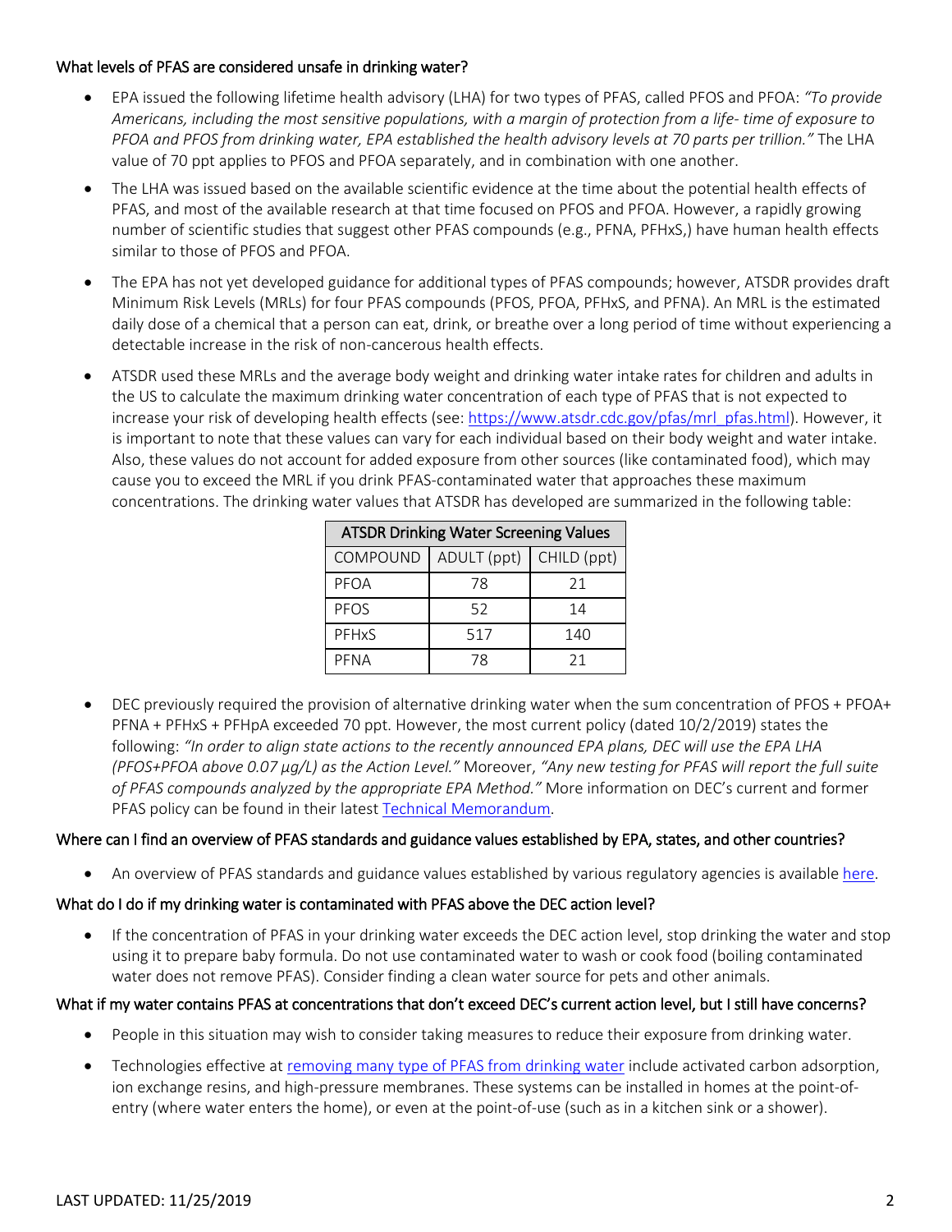### What levels of PFAS are considered unsafe in drinking water?

- EPA issued the following lifetime health advisory (LHA) for two types of PFAS, called PFOS and PFOA: *"To provide Americans, including the most sensitive populations, with a margin of protection from a life- time of exposure to PFOA and PFOS from drinking water, EPA established the health advisory levels at 70 parts per trillion."* The LHA value of 70 ppt applies to PFOS and PFOA separately, and in combination with one another.
- The LHA was issued based on the available scientific evidence at the time about the potential health effects of PFAS, and most of the available research at that time focused on PFOS and PFOA. However, a rapidly growing number of scientific studies that suggest other PFAS compounds (e.g., PFNA, PFHxS,) have human health effects similar to those of PFOS and PFOA.
- The EPA has not yet developed guidance for additional types of PFAS compounds; however, ATSDR provides draft Minimum Risk Levels (MRLs) for four PFAS compounds (PFOS, PFOA, PFHxS, and PFNA). An MRL is the estimated daily dose of a chemical that a person can eat, drink, or breathe over a long period of time without experiencing a detectable increase in the risk of non-cancerous health effects.
- ATSDR used these MRLs and the average body weight and drinking water intake rates for children and adults in the US to calculate the maximum drinking water concentration of each type of PFAS that is not expected to increase your risk of developing health effects (see: https://www.atsdr.cdc.gov/pfas/mrl_pfas.html). However, it is important to note that these values can vary for each individual based on their body weight and water intake. Also, these values do not account for added exposure from other sources (like contaminated food), which may cause you to exceed the MRL if you drink PFAS-contaminated water that approaches these maximum concentrations. The drinking water values that ATSDR has developed are summarized in the following table:

| ATSDR Drinking Water Screening Values | | |
|---|---|---|
| COMPOUND | ADULT (ppt) | CHILD (ppt) |
| PFOA | 78 | 21 |
| PFOS | 52 | 14 |
| PFHxS | 517 | 140 |
| PFNA | 78 | 21 |

- DEC previously required the provision of alternative drinking water when the sum concentration of PFOS + PFOA+ PFNA + PFHxS + PFHpA exceeded 70 ppt. However, the most current policy (dated 10/2/2019) states the following: *"In order to align state actions to the recently announced EPA plans, DEC will use the EPA LHA (PFOS+PFOA above 0.07 µg/L) as the Action Level."* Moreover, *"Any new testing for PFAS will report the full suite of PFAS compounds analyzed by the appropriate EPA Method."* More information on DEC's current and former PFAS policy can be found in their latest Technical Memorandum.

### Where can I find an overview of PFAS standards and guidance values established by EPA, states, and other countries?

- An overview of PFAS standards and guidance values established by various regulatory agencies is available here.

### What do I do if my drinking water is contaminated with PFAS above the DEC action level?

- If the concentration of PFAS in your drinking water exceeds the DEC action level, stop drinking the water and stop using it to prepare baby formula. Do not use contaminated water to wash or cook food (boiling contaminated water does not remove PFAS). Consider finding a clean water source for pets and other animals.

### What if my water contains PFAS at concentrations that don't exceed DEC's current action level, but I still have concerns?

- People in this situation may wish to consider taking measures to reduce their exposure from drinking water.
- Technologies effective at removing many type of PFAS from drinking water include activated carbon adsorption, ion exchange resins, and high-pressure membranes. These systems can be installed in homes at the point-of-entry (where water enters the home), or even at the point-of-use (such as in a kitchen sink or a shower).

LAST UPDATED: 11/25/2019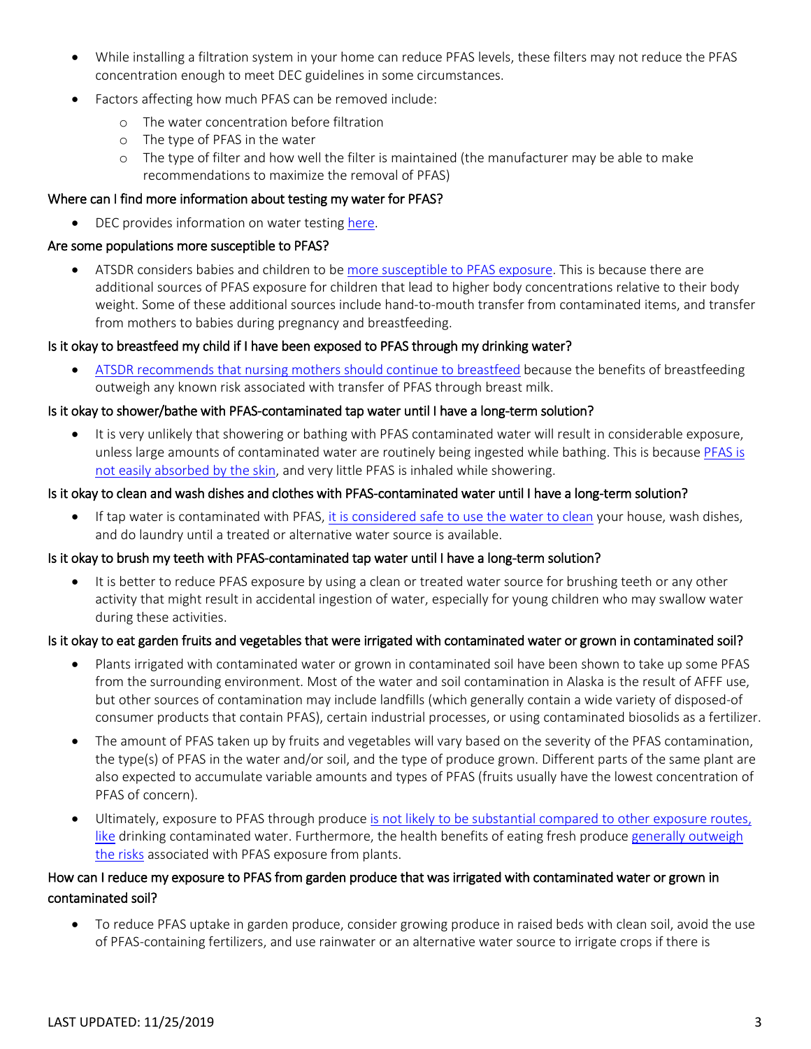- While installing a filtration system in your home can reduce PFAS levels, these filters may not reduce the PFAS concentration enough to meet DEC guidelines in some circumstances.
- Factors affecting how much PFAS can be removed include:
  - The water concentration before filtration
  - The type of PFAS in the water
  - The type of filter and how well the filter is maintained (the manufacturer may be able to make recommendations to maximize the removal of PFAS)

### Where can I find more information about testing my water for PFAS?

- DEC provides information on water testing here.

### Are some populations more susceptible to PFAS?

- ATSDR considers babies and children to be more susceptible to PFAS exposure. This is because there are additional sources of PFAS exposure for children that lead to higher body concentrations relative to their body weight. Some of these additional sources include hand-to-mouth transfer from contaminated items, and transfer from mothers to babies during pregnancy and breastfeeding.

### Is it okay to breastfeed my child if I have been exposed to PFAS through my drinking water?

- ATSDR recommends that nursing mothers should continue to breastfeed because the benefits of breastfeeding outweigh any known risk associated with transfer of PFAS through breast milk.

### Is it okay to shower/bathe with PFAS-contaminated tap water until I have a long-term solution?

- It is very unlikely that showering or bathing with PFAS contaminated water will result in considerable exposure, unless large amounts of contaminated water are routinely being ingested while bathing. This is because PFAS is not easily absorbed by the skin, and very little PFAS is inhaled while showering.

### Is it okay to clean and wash dishes and clothes with PFAS-contaminated water until I have a long-term solution?

- If tap water is contaminated with PFAS, it is considered safe to use the water to clean your house, wash dishes, and do laundry until a treated or alternative water source is available.

### Is it okay to brush my teeth with PFAS-contaminated tap water until I have a long-term solution?

- It is better to reduce PFAS exposure by using a clean or treated water source for brushing teeth or any other activity that might result in accidental ingestion of water, especially for young children who may swallow water during these activities.

### Is it okay to eat garden fruits and vegetables that were irrigated with contaminated water or grown in contaminated soil?

- Plants irrigated with contaminated water or grown in contaminated soil have been shown to take up some PFAS from the surrounding environment. Most of the water and soil contamination in Alaska is the result of AFFF use, but other sources of contamination may include landfills (which generally contain a wide variety of disposed-of consumer products that contain PFAS), certain industrial processes, or using contaminated biosolids as a fertilizer.
- The amount of PFAS taken up by fruits and vegetables will vary based on the severity of the PFAS contamination, the type(s) of PFAS in the water and/or soil, and the type of produce grown. Different parts of the same plant are also expected to accumulate variable amounts and types of PFAS (fruits usually have the lowest concentration of PFAS of concern).
- Ultimately, exposure to PFAS through produce is not likely to be substantial compared to other exposure routes, like drinking contaminated water. Furthermore, the health benefits of eating fresh produce generally outweigh the risks associated with PFAS exposure from plants.

### How can I reduce my exposure to PFAS from garden produce that was irrigated with contaminated water or grown in contaminated soil?

- To reduce PFAS uptake in garden produce, consider growing produce in raised beds with clean soil, avoid the use of PFAS-containing fertilizers, and use rainwater or an alternative water source to irrigate crops if there is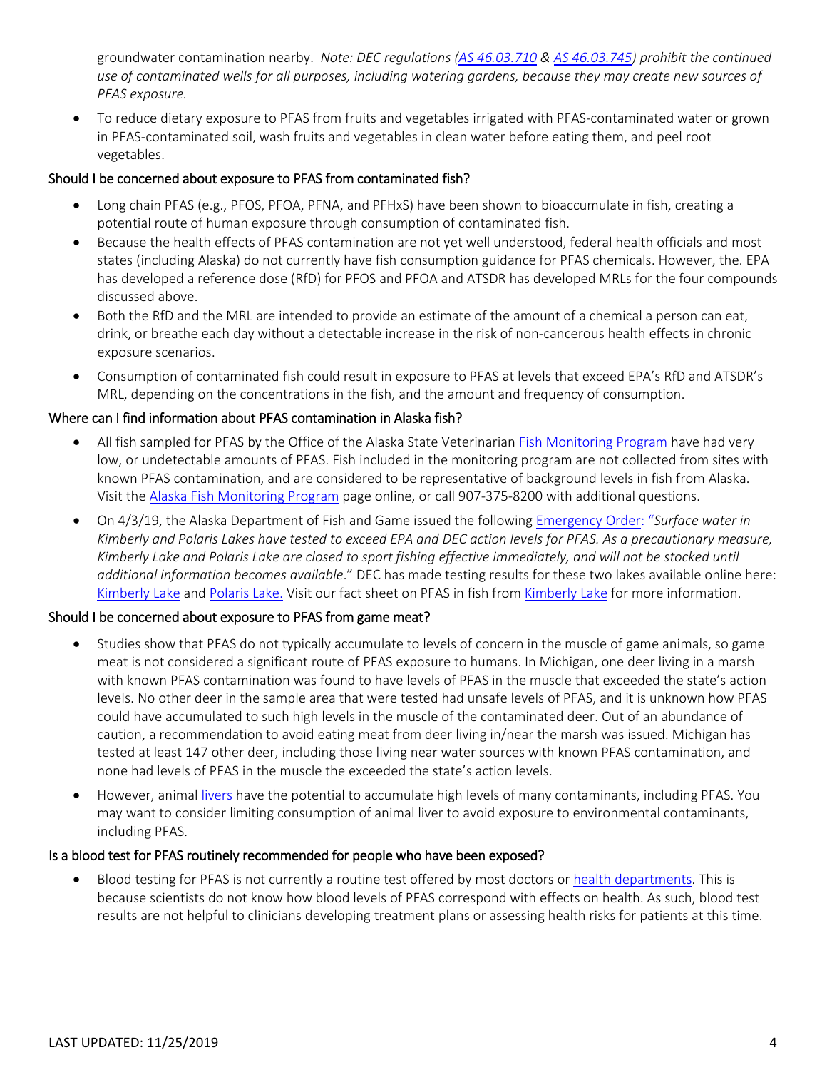groundwater contamination nearby. *Note: DEC regulations (AS 46.03.710 & AS 46.03.745) prohibit the continued use of contaminated wells for all purposes, including watering gardens, because they may create new sources of PFAS exposure.*

- To reduce dietary exposure to PFAS from fruits and vegetables irrigated with PFAS-contaminated water or grown in PFAS-contaminated soil, wash fruits and vegetables in clean water before eating them, and peel root vegetables.

### Should I be concerned about exposure to PFAS from contaminated fish?

- Long chain PFAS (e.g., PFOS, PFOA, PFNA, and PFHxS) have been shown to bioaccumulate in fish, creating a potential route of human exposure through consumption of contaminated fish.
- Because the health effects of PFAS contamination are not yet well understood, federal health officials and most states (including Alaska) do not currently have fish consumption guidance for PFAS chemicals. However, the. EPA has developed a reference dose (RfD) for PFOS and PFOA and ATSDR has developed MRLs for the four compounds discussed above.
- Both the RfD and the MRL are intended to provide an estimate of the amount of a chemical a person can eat, drink, or breathe each day without a detectable increase in the risk of non-cancerous health effects in chronic exposure scenarios.
- Consumption of contaminated fish could result in exposure to PFAS at levels that exceed EPA's RfD and ATSDR's MRL, depending on the concentrations in the fish, and the amount and frequency of consumption.

### Where can I find information about PFAS contamination in Alaska fish?

- All fish sampled for PFAS by the Office of the Alaska State Veterinarian Fish Monitoring Program have had very low, or undetectable amounts of PFAS. Fish included in the monitoring program are not collected from sites with known PFAS contamination, and are considered to be representative of background levels in fish from Alaska. Visit the Alaska Fish Monitoring Program page online, or call 907-375-8200 with additional questions.
- On 4/3/19, the Alaska Department of Fish and Game issued the following Emergency Order: "*Surface water in Kimberly and Polaris Lakes have tested to exceed EPA and DEC action levels for PFAS. As a precautionary measure, Kimberly Lake and Polaris Lake are closed to sport fishing effective immediately, and will not be stocked until additional information becomes available*." DEC has made testing results for these two lakes available online here: Kimberly Lake and Polaris Lake. Visit our fact sheet on PFAS in fish from Kimberly Lake for more information.

### Should I be concerned about exposure to PFAS from game meat?

- Studies show that PFAS do not typically accumulate to levels of concern in the muscle of game animals, so game meat is not considered a significant route of PFAS exposure to humans. In Michigan, one deer living in a marsh with known PFAS contamination was found to have levels of PFAS in the muscle that exceeded the state's action levels. No other deer in the sample area that were tested had unsafe levels of PFAS, and it is unknown how PFAS could have accumulated to such high levels in the muscle of the contaminated deer. Out of an abundance of caution, a recommendation to avoid eating meat from deer living in/near the marsh was issued. Michigan has tested at least 147 other deer, including those living near water sources with known PFAS contamination, and none had levels of PFAS in the muscle the exceeded the state's action levels.
- However, animal livers have the potential to accumulate high levels of many contaminants, including PFAS. You may want to consider limiting consumption of animal liver to avoid exposure to environmental contaminants, including PFAS.

### Is a blood test for PFAS routinely recommended for people who have been exposed?

- Blood testing for PFAS is not currently a routine test offered by most doctors or health departments. This is because scientists do not know how blood levels of PFAS correspond with effects on health. As such, blood test results are not helpful to clinicians developing treatment plans or assessing health risks for patients at this time.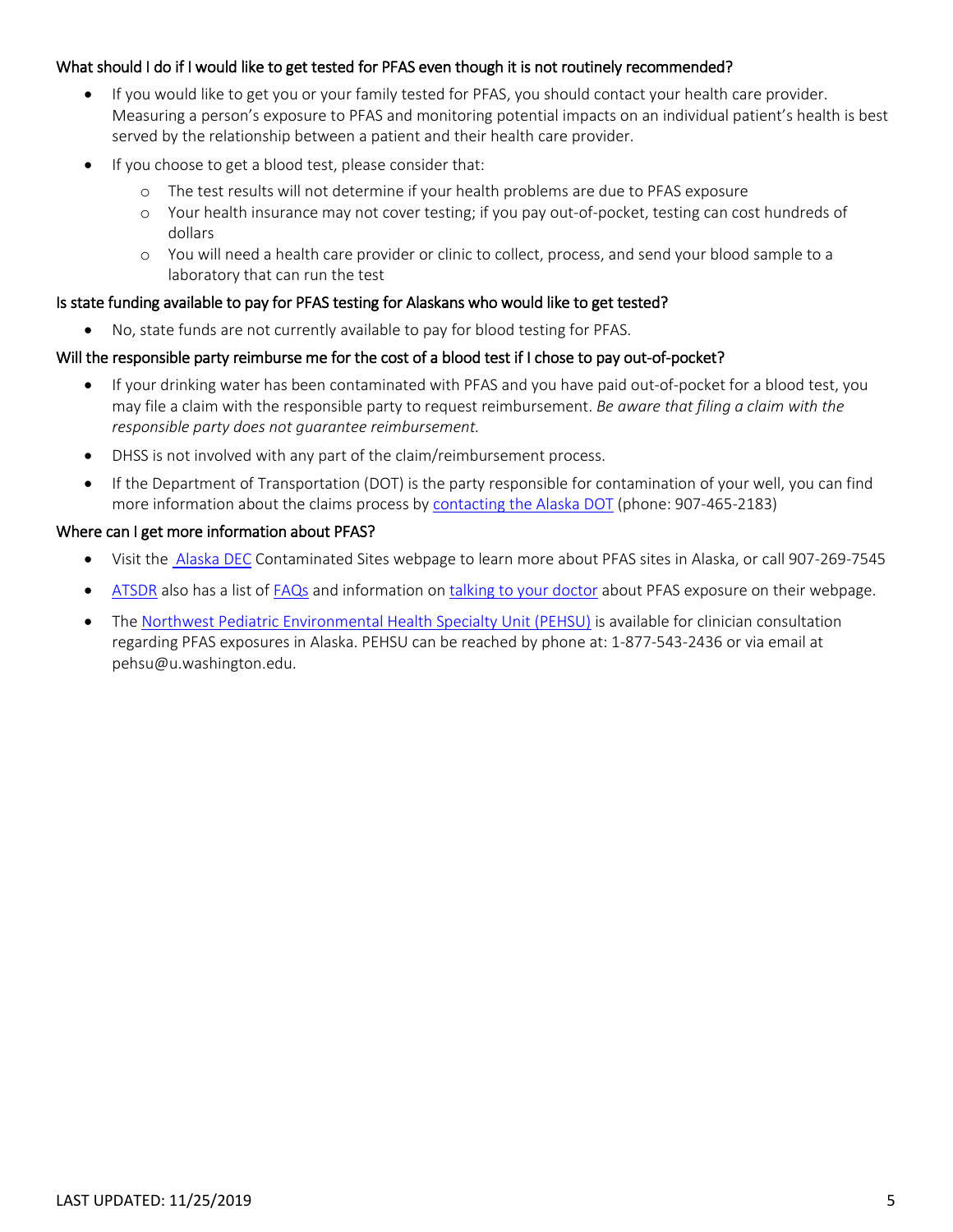### What should I do if I would like to get tested for PFAS even though it is not routinely recommended?

- If you would like to get you or your family tested for PFAS, you should contact your health care provider. Measuring a person's exposure to PFAS and monitoring potential impacts on an individual patient's health is best served by the relationship between a patient and their health care provider.
- If you choose to get a blood test, please consider that:
  - The test results will not determine if your health problems are due to PFAS exposure
  - Your health insurance may not cover testing; if you pay out-of-pocket, testing can cost hundreds of dollars
  - You will need a health care provider or clinic to collect, process, and send your blood sample to a laboratory that can run the test

### Is state funding available to pay for PFAS testing for Alaskans who would like to get tested?

- No, state funds are not currently available to pay for blood testing for PFAS.

### Will the responsible party reimburse me for the cost of a blood test if I chose to pay out-of-pocket?

- If your drinking water has been contaminated with PFAS and you have paid out-of-pocket for a blood test, you may file a claim with the responsible party to request reimbursement. *Be aware that filing a claim with the responsible party does not guarantee reimbursement.*
- DHSS is not involved with any part of the claim/reimbursement process.
- If the Department of Transportation (DOT) is the party responsible for contamination of your well, you can find more information about the claims process by contacting the Alaska DOT (phone: 907-465-2183)

### Where can I get more information about PFAS?

- Visit the Alaska DEC Contaminated Sites webpage to learn more about PFAS sites in Alaska, or call 907-269-7545
- ATSDR also has a list of FAQs and information on talking to your doctor about PFAS exposure on their webpage.
- The Northwest Pediatric Environmental Health Specialty Unit (PEHSU) is available for clinician consultation regarding PFAS exposures in Alaska. PEHSU can be reached by phone at: 1-877-543-2436 or via email at pehsu@u.washington.edu.

LAST UPDATED: 11/25/2019